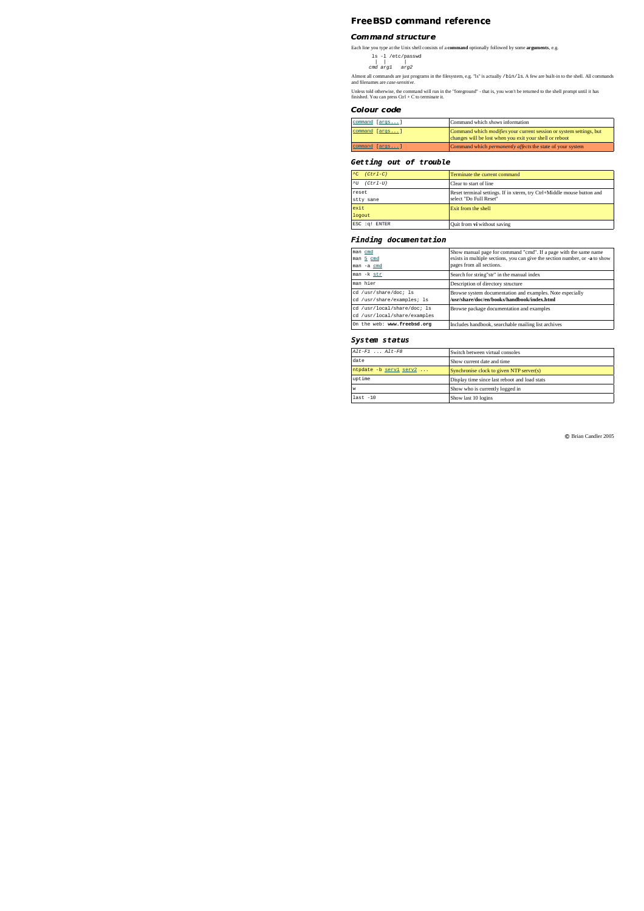# FreeBSD command reference

## Command structure

Each line you type at the Unix shell consists of a **command** optionally followed by some **arguments**, e.g.

```
  ls -l /etc/passwd
  |  |      |
cmd arg1   arg2
```

Almost all commands are just programs in the filesystem, e.g. "ls" is actually `/bin/ls`. A few are built-in to the shell. All commands and filenames are *case-sensitive*.

Unless told otherwise, the command will run in the "foreground" - that is, you won't be returned to the shell prompt until it has finished. You can press Ctrl + C to terminate it.

## Colour code

| | |
|---|---|
| `command [args...]` | Command which *shows* information |
| `command [args...]` | Command which *modifies* your current session or system settings, but changes will be lost when you exit your shell or reboot |
| `command [args...]` | Command which *permanently affects* the state of your system |

## Getting out of trouble

| | |
|---|---|
| `^C` *(Ctrl-C)* | Terminate the current command |
| `^U` *(Ctrl-U)* | Clear to start of line |
| `reset`<br>`stty sane` | Reset terminal settings. If in xterm, try Ctrl+Middle mouse button and select "Do Full Reset" |
| `exit`<br>`logout` | Exit from the shell |
| `ESC :q! ENTER` | Quit from **vi** without saving |

## Finding documentation

| | |
|---|---|
| `man cmd`<br>`man 5 cmd`<br>`man -a cmd` | Show manual page for command "cmd". If a page with the same name exists in multiple sections, you can give the section number, or **-a** to show pages from all sections. |
| `man -k str` | Search for string"str" in the manual index |
| `man hier` | Description of directory structure |
| `cd /usr/share/doc; ls`<br>`cd /usr/share/examples; ls` | Browse system documentation and examples. Note especially **/usr/share/doc/en/books/handbook/index.html** |
| `cd /usr/local/share/doc; ls`<br>`cd /usr/local/share/examples` | Browse package documentation and examples |
| On the web: **www.freebsd.org** | Includes handbook, searchable mailing list archives |

## System status

| | |
|---|---|
| *Alt-F1 ... Alt-F8* | Switch between virtual consoles |
| `date` | Show current date and time |
| `ntpdate -b serv1 serv2 ...` | Synchronise clock to given NTP server(s) |
| `uptime` | Display time since last reboot and load stats |
| `w` | Show who is currently logged in |
| `last -10` | Show last 10 logins |

© Brian Candler 2005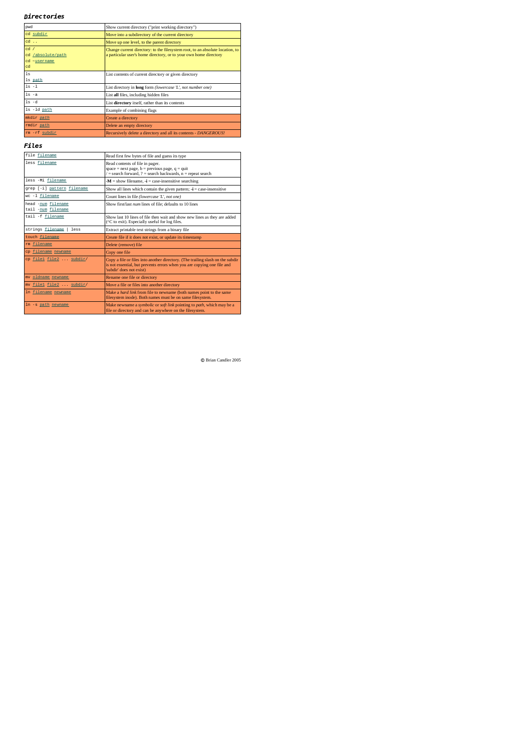## Directories

| | |
|---|---|
| pwd | Show current directory ("print working directory") |
| cd subdir | Move into a subdirectory of the current directory |
| cd .. | Move up one level, to the parent directory |
| cd /<br>cd /absolute/path<br>cd ~username<br>cd | Change current directory: to the filesystem root, to an absolute location, to a particular user's home directory, or to your own home directory |
| ls<br>ls path | List contents of current directory or given directory |
| ls -l | List directory in **long** form *(lowercase 'L', not number one)* |
| ls -a | List **all** files, including hidden files |
| ls -d | List **directory** itself, rather than its contents |
| ls -ld path | Example of combining flags |
| mkdir path | Create a directory |
| rmdir path | Delete an empty directory |
| rm -rf subdir | Recursively delete a directory and all its contents - *DANGEROUS!* |

## Files

| | |
|---|---|
| file filename | Read first few bytes of file and guess its type |
| less filename | Read contents of file in pager.<br>space = next page, b = previous page, q = quit<br>/ = search forward, ? = search backwards, n = repeat search |
| less -Mi filename | **-M** = show filename, **-i** = case-insensitive searching |
| grep [-i] pattern filename | Show all lines which contain the given pattern; **-i** = case-insensitive |
| wc -l filename | Count lines in file *(lowercase 'L', not one)* |
| head -num filename<br>tail -num filename | Show first/last *num* lines of file; defaults to 10 lines |
| tail -f filename | Show last 10 lines of file then wait and show new lines as they are added (^C to exit). Especially useful for log files. |
| strings filename \| less | Extract printable text strings from a binary file |
| touch filename | Create file if it does not exist, or update its timestamp |
| rm filename | Delete (remove) file |
| cp filename newname | Copy one file |
| cp file1 file2 ... subdir/ | Copy a file or files into another directory. (The trailing slash on the subdir is not essential, but prevents errors when you are copying one file and 'subdir' does not exist) |
| mv oldname newname | Rename one file or directory |
| mv file1 file2 ... subdir/ | Move a file or files into another directory |
| ln filename newname | Make a *hard link* from file to newname (both names point to the same filesystem inode). Both names must be on same filesystem. |
| ln -s path newname | Make newname a *symbolic* or *soft link* pointing to *path*, which may be a file or directory and can be anywhere on the filesystem. |

© Brian Candler 2005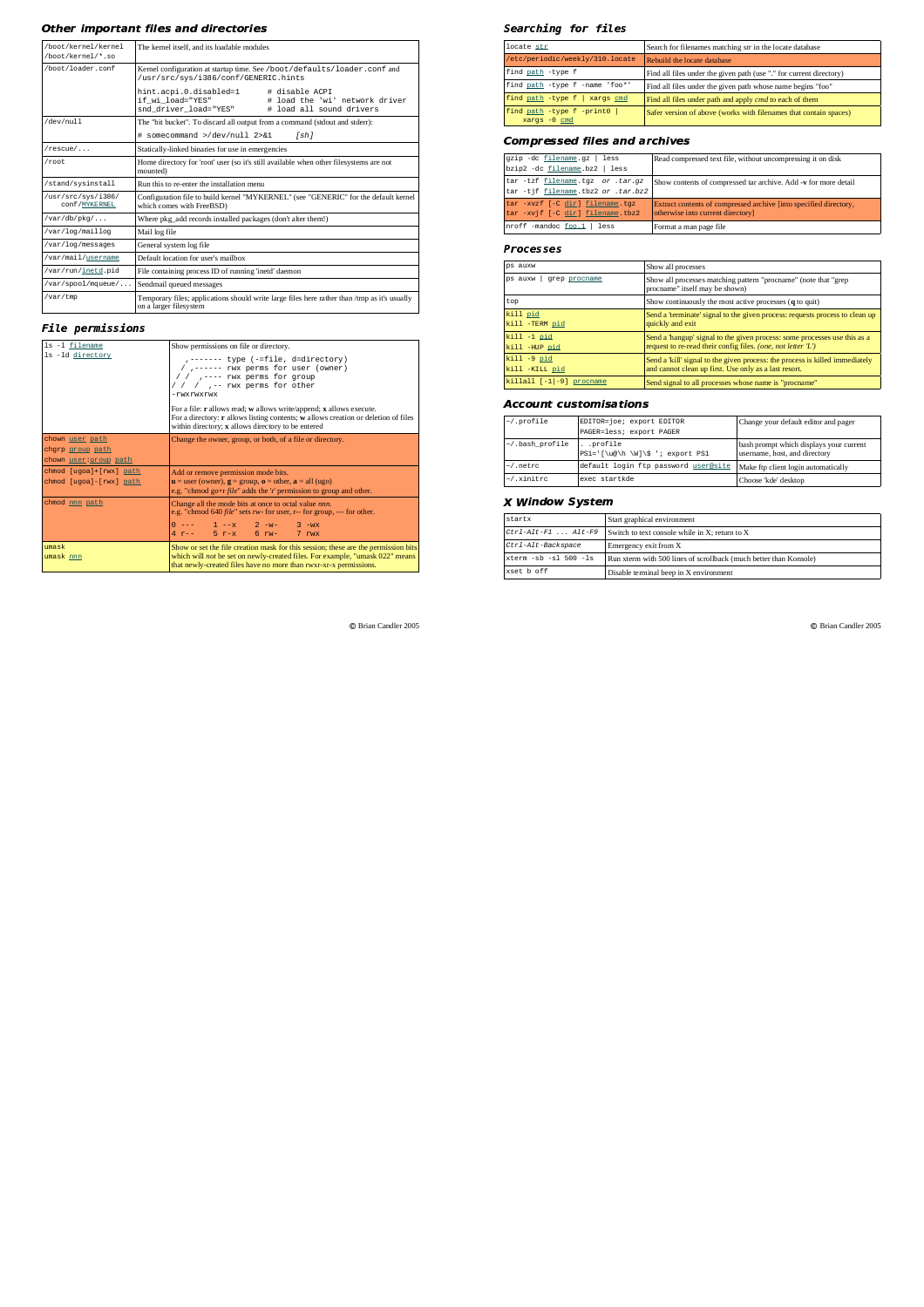## Other important files and directories

| | |
|---|---|
| /boot/kernel/kernel<br>/boot/kernel/*.so | The kernel itself, and its loadable modules |
| /boot/loader.conf | Kernel configuration at startup time. See /boot/defaults/loader.conf and /usr/src/sys/i386/conf/GENERIC.hints<br>`hint.acpi.0.disabled=1      # disable ACPI`<br>`if_wi_load="YES"            # load the 'wi' network driver`<br>`snd_driver_load="YES"       # load all sound drivers` |
| /dev/null | The "bit bucket". To discard all output from a command (stdout and stderr):<br>`# somecommand >/dev/null 2>&1      [sh]` |
| /rescue/... | Statically-linked binaries for use in emergencies |
| /root | Home directory for 'root' user (so it's still available when other filesystems are not mounted) |
| /stand/sysinstall | Run this to re-enter the installation menu |
| /usr/src/sys/i386/conf/MYKERNEL | Configuration file to build kernel "MYKERNEL" (see "GENERIC" for the default kernel which comes with FreeBSD) |
| /var/db/pkg/... | Where pkg_add records installed packages (don't alter them!) |
| /var/log/maillog | Mail log file |
| /var/log/messages | General system log file |
| /var/mail/username | Default location for user's mailbox |
| /var/run/inetd.pid | File containing process ID of running 'inetd' daemon |
| /var/spool/mqueue/... | Sendmail queued messages |
| /var/tmp | Temporary files; applications should write large files here rather than /tmp as it's usually on a larger filesystem |

## File permissions

| | |
|---|---|
| ls -l filename<br>ls -ld directory | Show permissions on file or directory.<br>`  ,------- type (-=file, d=directory)`<br>`  / ,------ rwx perms for user (owner)`<br>`/ /  ,---- rwx perms for group`<br>`/ /  /  ,-- rwx perms for other`<br>`-rwxrwxrwx`<br>For a file: **r** allows read; **w** allows write/append; **x** allows execute.<br>For a directory: **r** allows listing contents; **w** allows creation or deletion of files within directory; **x** allows directory to be entered |
| chown user path<br>chgrp group path<br>chown user:group path | Change the owner, group, or both, of a file or directory. |
| chmod [ugoa]+[rwx] path<br>chmod [ugoa]-[rwx] path | Add or remove permission mode bits.<br>**u** = user (owner), **g** = group, **o** = other, **a** = all (ugo)<br>e.g. "chmod go+r *file*" adds the 'r' permission to group and other. |
| chmod nnn path | Change all the mode bits at once to octal value *nnn*.<br>e.g. "chmod 640 *file*" sets rw- for user, r-- for group, --- for other.<br>`0 ---    1 --x    2 -w-    3 -wx`<br>`4 r--    5 r-x    6 rw-    7 rwx` |
| umask<br>umask nnn | Show or set the file creation mask for this session; these are the permission bits which will *not* be set on newly-created files. For example, "umask 022" means that newly-created files have no more than rwxr-xr-x permissions. |

© Brian Candler 2005

## Searching for files

| | |
|---|---|
| locate str | Search for filenames matching *str* in the locate database |
| /etc/periodic/weekly/310.locate | Rebuild the locate database |
| find path -type f | Find all files under the given path (use "." for current directory) |
| find path -type f -name 'foo*' | Find all files under the given path whose name begins "foo" |
| find path -type f \| xargs cmd | Find all files under path and apply *cmd* to each of them |
| find path -type f -print0 \| xargs -0 cmd | Safer version of above (works with filenames that contain spaces) |

## Compressed files and archives

| | |
|---|---|
| gzip -dc filename.gz \| less<br>bzip2 -dc filename.bz2 \| less | Read compressed text file, without uncompressing it on disk |
| tar -tzf filename.tgz *or .tar.gz*<br>tar -tjf filename.tbz2 *or .tar.bz2* | Show contents of compressed tar archive. Add **-v** for more detail |
| tar -xvzf [-C dir] filename.tgz<br>tar -xvjf [-C dir] filename.tbz2 | Extract contents of compressed tar archive [into specified directory, otherwise into current directory] |
| nroff -mandoc foo.1 \| less | Format a man page file |

## Processes

| | |
|---|---|
| ps auxw | Show all processes |
| ps auxw \| grep procname | Show all processes matching pattern "procname" (note that "grep procname" itself may be shown) |
| top | Show continuously the most active processes (**q** to quit) |
| kill pid<br>kill -TERM pid | Send a 'terminate' signal to the given process: requests process to clean up quickly and exit |
| kill -1 pid<br>kill -HUP pid | Send a 'hangup' signal to the given process: some processes use this as a request to re-read their config files. *(one, not letter 'L')* |
| kill -9 pid<br>kill -KILL pid | Send a 'kill' signal to the given process: the process is killed immediately and cannot clean up first. Use only as a last resort. |
| killall [-1\|-9] procname | Send signal to all processes whose name is "procname" |

## Account customisations

| | | |
|---|---|---|
| ~/.profile | EDITOR=joe; export EDITOR<br>PAGER=less; export PAGER | Change your default editor and pager |
| ~/.bash_profile | . .profile<br>PS1='[\u@\h \W]\$ '; export PS1 | bash prompt which displays your current username, host, and directory |
| ~/.netrc | default login ftp password user@site | Make ftp client login automatically |
| ~/.xinitrc | exec startkde | Choose 'kde' desktop |

## X Window System

| | |
|---|---|
| startx | Start graphical environment |
| *Ctrl-Alt-F1 ... Alt-F9* | Switch to text console while in X; return to X |
| *Ctrl-Alt-Backspace* | Emergency exit from X |
| xterm -sb -sl 500 -ls | Run xterm with 500 lines of scrollback (much better than Konsole) |
| xset b off | Disable terminal beep in X environment |

© Brian Candler 2005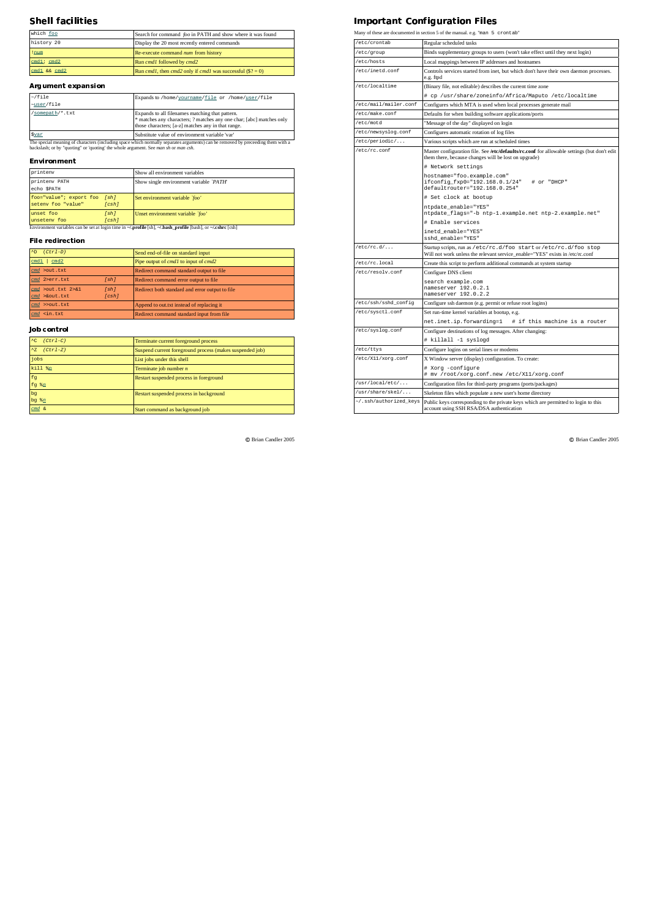## Shell facilities

| | |
|---|---|
| which foo | Search for command *foo* in PATH and show where it was found |
| history 20 | Display the 20 most recently entered commands |
| !num | Re-execute command *num* from history |
| cmd1; cmd2 | Run *cmd1* followed by *cmd2* |
| cmd1 && cmd2 | Run *cmd1*, then *cmd2* only if *cmd1* was successful ($? = 0) |

### Argument expansion

| | |
|---|---|
| ~/file<br>~user/file | Expands to /home/yourname/file or /home/user/file |
| /somepath/*.txt | Expands to all filenames matching that pattern.<br>* matches any characters; ? matches any one char; [abc] matches only those characters; [a-z] matches any in that range. |
| $var | Substitute value of environment variable 'var' |

The special meaning of characters (including space which normally separates arguments) can be removed by preceeding them with a backslash; or by "quoting" or 'quoting' the whole argument. See *man sh* or *man csh*.

### Environment

| | |
|---|---|
| printenv | Show all environment variables |
| printenv PATH<br>echo $PATH | Show single environment variable *'PATH'* |
| foo="value"; export foo *[sh]*<br>setenv foo "value" *[csh]* | Set environment variable *'foo'* |
| unset foo *[sh]*<br>unsetenv foo *[csh]* | Unset environment variable *'foo'* |

Environment variables can be set at login time in **~/.profile** [sh], **~/.bash_profile** [bash], or **~/.cshrc** [csh]

### File redirection

| | |
|---|---|
| ^D *(Ctrl-D)* | Send end-of-file on standard input |
| cmd1 \| cmd2 | Pipe output of *cmd1* to input of *cmd2* |
| cmd >out.txt | Redirect command standard output to file |
| cmd 2>err.txt *[sh]* | Redirect command error output to file |
| cmd >out.txt 2>&1 *[sh]*<br>cmd >&out.txt *[csh]* | Redirect both standard and error output to file |
| cmd >>out.txt | Append to out.txt instead of replacing it |
| cmd <in.txt | Redirect command standard input from file |

### Job control

| | |
|---|---|
| ^C *(Ctrl-C)* | Terminate current foreground process |
| ^Z *(Ctrl-Z)* | Suspend current foreground process (makes suspended job) |
| jobs | List jobs under this shell |
| kill %n | Terminate job number *n* |
| fg<br>fg %n | Restart suspended process in foreground |
| bg<br>bg %n | Restart suspended process in background |
| cmd & | Start command as background job |

© Brian Candler 2005

## Important Configuration Files

Many of these are documented in section 5 of the manual. e.g. "man 5 crontab"

| | |
|---|---|
| /etc/crontab | Regular scheduled tasks |
| /etc/group | Binds supplementary groups to users (won't take effect until they next login) |
| /etc/hosts | Local mappings between IP addresses and hostnames |
| /etc/inetd.conf | Controls services started from inet, but which don't have their own daemon processes. e.g. ftpd |
| /etc/localtime | (Binary file, not editable) describes the current time zone<br>`# cp /usr/share/zoneinfo/Africa/Maputo /etc/localtime` |
| /etc/mail/mailer.conf | Configures which MTA is used when local processes generate mail |
| /etc/make.conf | Defaults for when building software applications/ports |
| /etc/motd | "Message of the day" displayed on login |
| /etc/newsyslog.conf | Configures automatic rotation of log files |
| /etc/periodic/... | Various scripts which are run at scheduled times |
| /etc/rc.conf | Master configuration file. See **/etc/defaults/rc.conf** for allowable settings (but don't edit them there, because changes will be lost on upgrade)<br>`# Network settings`<br>`hostname="foo.example.com"`<br>`ifconfig_fxp0="192.168.0.1/24"   # or "DHCP"`<br>`defaultrouter="192.168.0.254"`<br>`# Set clock at bootup`<br>`ntpdate_enable="YES"`<br>`ntpdate_flags="-b ntp-1.example.net ntp-2.example.net"`<br>`# Enable services`<br>`inetd_enable="YES"`<br>`sshd_enable="YES"` |
| /etc/rc.d/... | Startup scripts, run as /etc/rc.d/foo start or /etc/rc.d/foo stop<br>Will not work unless the relevant service_enable="YES" exists in /etc/rc.conf |
| /etc/rc.local | Create this script to perform additional commands at system startup |
| /etc/resolv.conf | Configure DNS client<br>`search example.com`<br>`nameserver 192.0.2.1`<br>`nameserver 192.0.2.2` |
| /etc/ssh/sshd_config | Configure ssh daemon (e.g. permit or refuse root logins) |
| /etc/sysctl.conf | Set run-time kernel variables at bootup, e.g.<br>`net.inet.ip.forwarding=1   # if this machine is a router` |
| /etc/syslog.conf | Configure destinations of log messages. After changing:<br>`# killall -1 syslogd` |
| /etc/ttys | Configure logins on serial lines or modems |
| /etc/X11/xorg.conf | X Window server (display) configuration. To create:<br>`# Xorg -configure`<br>`# mv /root/xorg.conf.new /etc/X11/xorg.conf` |
| /usr/local/etc/... | Configuration files for third-party programs (ports/packages) |
| /usr/share/skel/... | Skeleton files which populate a new user's home directory |
| ~/.ssh/authorized_keys | Public keys corresponding to the private keys which are permitted to login to this account using SSH RSA/DSA authentication |

© Brian Candler 2005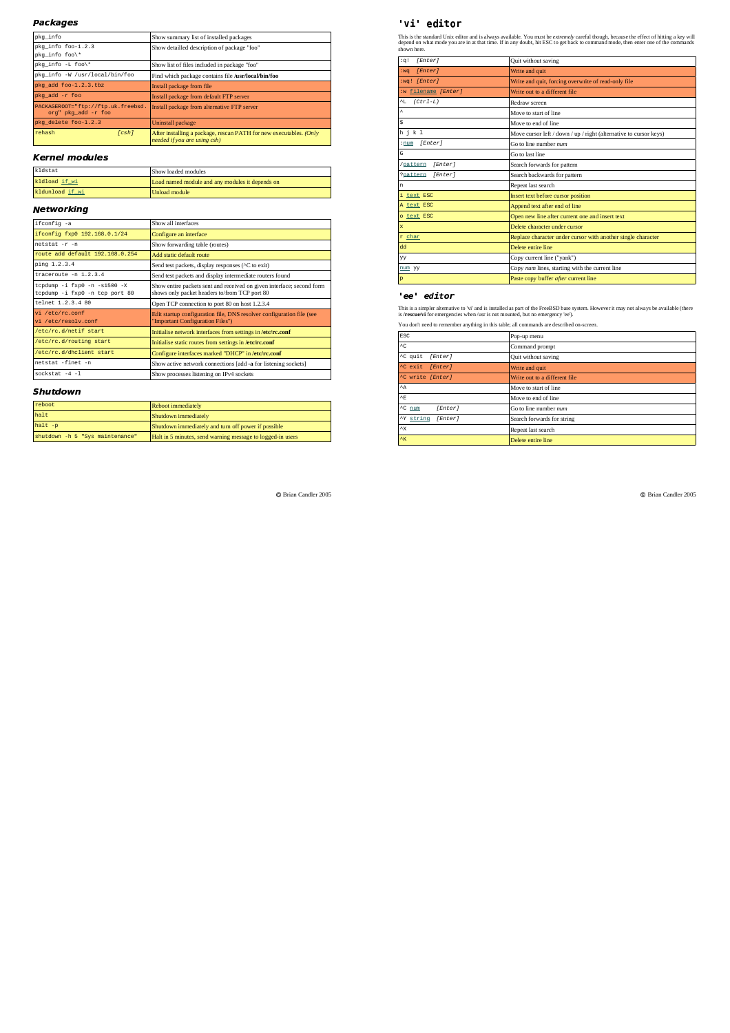## Packages

| | |
|---|---|
| pkg_info | Show summary list of installed packages |
| pkg_info foo-1.2.3<br>pkg_info foo\* | Show detailled description of package "foo" |
| pkg_info -L foo\* | Show list of files included in package "foo" |
| pkg_info -W /usr/local/bin/foo | Find which package contains file **/usr/local/bin/foo** |
| pkg_add foo-1.2.3.tbz | Install package from file |
| pkg_add -r foo | Install package from default FTP server |
| PACKAGEROOT="ftp://ftp.uk.freebsd.org" pkg_add -r foo | Install package from alternative FTP server |
| pkg_delete foo-1.2.3 | Uninstall package |
| rehash *[csh]* | After installing a package, rescan PATH for new executables. *(Only needed if you are using csh)* |

## Kernel modules

| | |
|---|---|
| kldstat | Show loaded modules |
| kldload if_wi | Load named module and any modules it depends on |
| kldunload if_wi | Unload module |

## Networking

| | |
|---|---|
| ifconfig -a | Show all interfaces |
| ifconfig fxp0 192.168.0.1/24 | Configure an interface |
| netstat -r -n | Show forwarding table (routes) |
| route add default 192.168.0.254 | Add static default route |
| ping 1.2.3.4 | Send test packets, display responses (^C to exit) |
| traceroute -n 1.2.3.4 | Send test packets and display intermediate routers found |
| tcpdump -i fxp0 -n -s1500 -X<br>tcpdump -i fxp0 -n tcp port 80 | Show entire packets sent and received on given interface; second form shows only packet headers to/from TCP port 80 |
| telnet 1.2.3.4 80 | Open TCP connection to port 80 on host 1.2.3.4 |
| vi /etc/rc.conf<br>vi /etc/resolv.conf | Edit startup configuration file, DNS resolver configuration file (see "Important Configuration Files") |
| /etc/rc.d/netif start | Initialise network interfaces from settings in **/etc/rc.conf** |
| /etc/rc.d/routing start | Initialise static routes from settings in **/etc/rc.conf** |
| /etc/rc.d/dhclient start | Configure interfaces marked "DHCP" in **/etc/rc.conf** |
| netstat -finet -n | Show active network connections [add **-a** for listening sockets] |
| sockstat -4 -l | Show processes listening on IPv4 sockets |

## Shutdown

| | |
|---|---|
| reboot | Reboot immediately |
| halt | Shutdown immediately |
| halt -p | Shutdown immediately and turn off power if possible |
| shutdown -h 5 "Sys maintenance" | Halt in 5 minutes, send warning message to logged-in users |

## 'vi' editor

This is the standard Unix editor and is always available. You must be *extremely* careful though, because the effect of hitting a key will depend on what mode you are in at that time. If in any doubt, hit ESC to get back to command mode, then enter one of the commands shown here.

| | |
|---|---|
| :q! *[Enter]* | Quit without saving |
| :wq *[Enter]* | Write and quit |
| :wq! *[Enter]* | Write and quit, forcing overwrite of read-only file |
| :w filename *[Enter]* | Write out to a different file |
| ^L *(Ctrl-L)* | Redraw screen |
| ^ | Move to start of line |
| $ | Move to end of line |
| h j k l | Move cursor left / down / up / right (alternative to cursor keys) |
| :num *[Enter]* | Go to line number *num* |
| G | Go to last line |
| /pattern *[Enter]* | Search forwards for pattern |
| ?pattern *[Enter]* | Search backwards for pattern |
| n | Repeat last search |
| i text ESC | Insert text before cursor position |
| A text ESC | Append text after end of line |
| o text ESC | Open new line after current one and insert text |
| x | Delete character under cursor |
| r char | Replace character under cursor with another single character |
| dd | Delete entire line |
| yy | Copy current line ("yank") |
| num yy | Copy *num* lines, starting with the current line |
| p | Paste copy buffer *after* current line |

## 'ee' editor

This is a simpler alternative to 'vi' and is installed as part of the FreeBSD base system. However it may not always be available (there is **/rescue/vi** for emergencies when /usr is not mounted, but no emergency 'ee').

You don't need to remember anything in this table; all commands are described on-screen.

| | |
|---|---|
| ESC | Pop-up menu |
| ^C | Command prompt |
| ^C quit *[Enter]* | Quit without saving |
| ^C exit *[Enter]* | Write and quit |
| ^C write *[Enter]* | Write out to a different file |
| ^A | Move to start of line |
| ^E | Move to end of line |
| ^C num *[Enter]* | Go to line number *num* |
| ^Y string *[Enter]* | Search forwards for string |
| ^X | Repeat last search |
| ^K | Delete entire line |

© Brian Candler 2005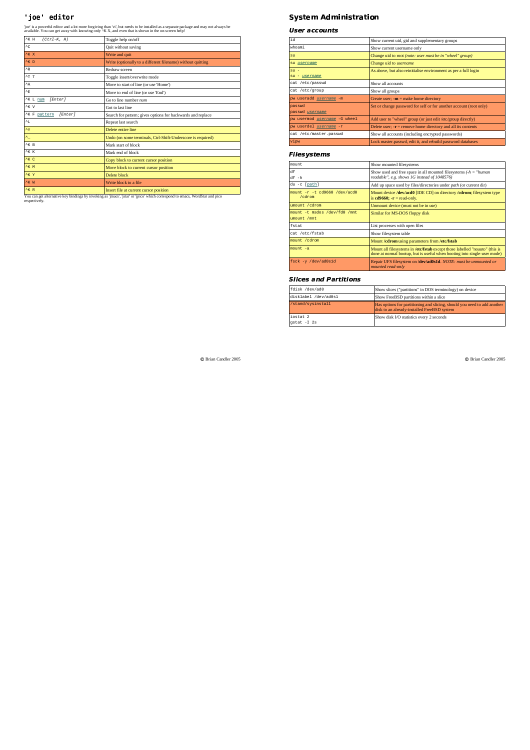## 'joe' editor

'joe' is a powerful editor and a lot more forgiving than 'vi', but needs to be installed as a separate package and may not always be available. You can get away with knowing only ^K X, and even that is shown in the on-screen help!

| | |
|---|---|
| `^K H  (Ctrl-K, H)` | Toggle help on/off |
| `^C` | Quit without saving |
| `^K X` | Write and quit |
| `^K D` | Write (optionally to a different filename) without quitting |
| `^R` | Redraw screen |
| `^T T` | Toggle insert/overwrite mode |
| `^A` | Move to start of line (or use 'Home') |
| `^E` | Move to end of line (or use 'End') |
| `^K L num [Enter]` | Go to line number *num* |
| `^K V` | Got to last line |
| `^K F pattern [Enter]` | Search for pattern; gives options for backwards and replace |
| `^L` | Repeat last search |
| `^Y` | Delete entire line |
| `^_` | Undo (on some terminals, Ctrl-Shift-Underscore is required) |
| `^K B` | Mark start of block |
| `^K K` | Mark end of block |
| `^K C` | Copy block to current cursor position |
| `^K M` | Move block to current cursor position |
| `^K Y` | Delete block |
| `^K W` | Write block to a file |
| `^K R` | Insert file at current cursor position |

You can get alternative key bindings by invoking as 'jmacs', 'jstar' or 'jpico' which correspond to emacs, WordStar and pico respectively.

© Brian Candler 2005

## System Administration

### User accounts

| | |
|---|---|
| `id` | Show current uid, gid and supplementary groups |
| `whoami` | Show current username only |
| `su` | Change uid to root *(note: user must be in "wheel" group)* |
| `su username` | Change uid to *username* |
| `su -`<br>`su - username` | As above, but also reinitialise environment as per a full login |
| `cat /etc/passwd` | Show all accounts |
| `cat /etc/group` | Show all groups |
| `pw useradd username -m` | Create user; **-m** = make home directory |
| `passwd`<br>`passwd username` | Set or change password for self or for another account (root only) |
| `pw usermod username -G wheel` | Add user to "wheel" group (or just edit /etc/group directly) |
| `pw userdel username -r` | Delete user; **-r** = remove home directory and all its contents |
| `cat /etc/master.passwd` | Show all accounts (including encrypted passwords) |
| `vipw` | Lock master.passwd, edit it, and rebuild password databases |

### Filesystems

| | |
|---|---|
| `mount` | Show mounted filesystems |
| `df`<br>`df -h` | Show used and free space in all mounted filesystems *(-h = "human readable", e.g. shows 1G instead of 1048576)* |
| `du -c [path]` | Add up space used by files/directories under *path* (or current dir) |
| `mount -r -t cd9660 /dev/acd0 /cdrom` | Mount device **/dev/acd0** [IDE CD] on directory **/cdrom**; filesystem type is **cd9660**; **-r** = read-only. |
| `umount /cdrom` | Unmount device (must not be in use) |
| `mount -t msdos /dev/fd0 /mnt`<br>`umount /mnt` | Similar for MS-DOS floppy disk |
| `fstat` | List processes with open files |
| `cat /etc/fstab` | Show filesystem table |
| `mount /cdrom` | Mount **/cdrom** using parameters from **/etc/fstab** |
| `mount -a` | Mount all filesystems in **/etc/fstab** except those labelled "noauto" (this is done at normal bootup, but is useful when booting into single-user mode) |
| `fsck -y /dev/ad0s1d` | Repair UFS filesystem on **/dev/ad0s1d**. *NOTE: must be unmounted or mounted read-only* |

### Slices and Partitions

| | |
|---|---|
| `fdisk /dev/ad0` | Show slices ("partitions" in DOS terminology) on device |
| `disklabel /dev/ad0s1` | Show FreeBSD partitions within a slice |
| `/stand/sysinstall` | Has options for partitioning and slicing, should you need to add another disk to an already-installed FreeBSD system |
| `iostat 2`<br>`gstat -I 2s` | Show disk I/O statistics every 2 seconds |

© Brian Candler 2005